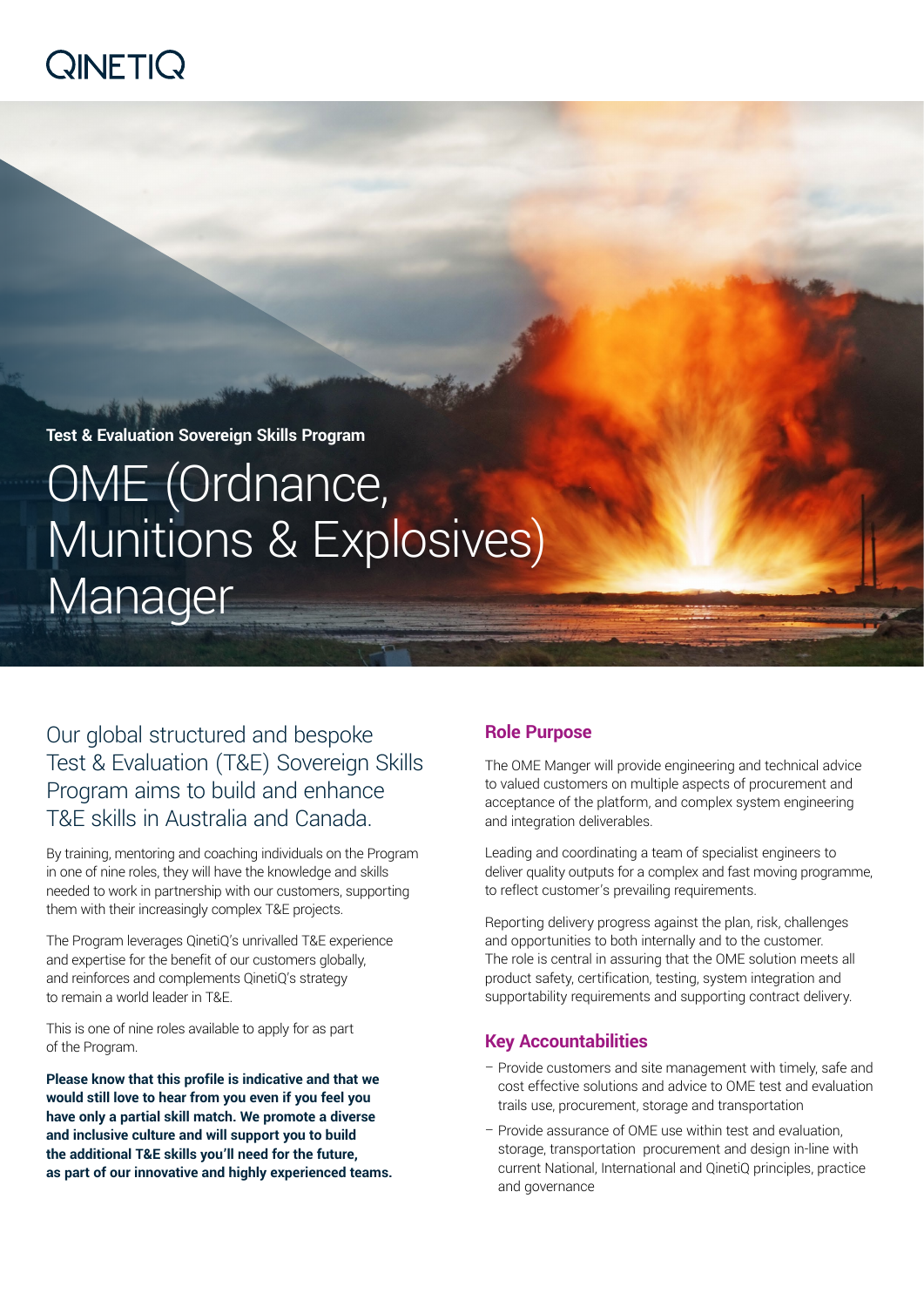QINETIQ

**Test & Evaluation Sovereign Skills Program**

# OME (Ordnance, Munitions & Explosives) Manager

Our global structured and bespoke Test & Evaluation (T&E) Sovereign Skills Program aims to build and enhance T&E skills in Australia and Canada.

By training, mentoring and coaching individuals on the Program in one of nine roles, they will have the knowledge and skills needed to work in partnership with our customers, supporting them with their increasingly complex T&E projects.

The Program leverages QinetiQ's unrivalled T&E experience and expertise for the benefit of our customers globally, and reinforces and complements QinetiQ's strategy to remain a world leader in T&E.

This is one of nine roles available to apply for as part of the Program.

**Please know that this profile is indicative and that we would still love to hear from you even if you feel you have only a partial skill match. We promote a diverse and inclusive culture and will support you to build the additional T&E skills you'll need for the future, as part of our innovative and highly experienced teams.**

## Role Purpose

The OME Manger will provide engineering and technical advice to valued customers on multiple aspects of procurement and acceptance of the platform, and complex system engineering and integration deliverables.

Leading and coordinating a team of specialist engineers to deliver quality outputs for a complex and fast moving programme, to reflect customer's prevailing requirements.

Reporting delivery progress against the plan, risk, challenges and opportunities to both internally and to the customer. The role is central in assuring that the OME solution meets all product safety, certification, testing, system integration and supportability requirements and supporting contract delivery.

## Key Accountabilities

- Provide customers and site management with timely, safe and cost effective solutions and advice to OME test and evaluation trails use, procurement, storage and transportation
- Provide assurance of OME use within test and evaluation, storage, transportation procurement and design in-line with current National, International and QinetiQ principles, practice and governance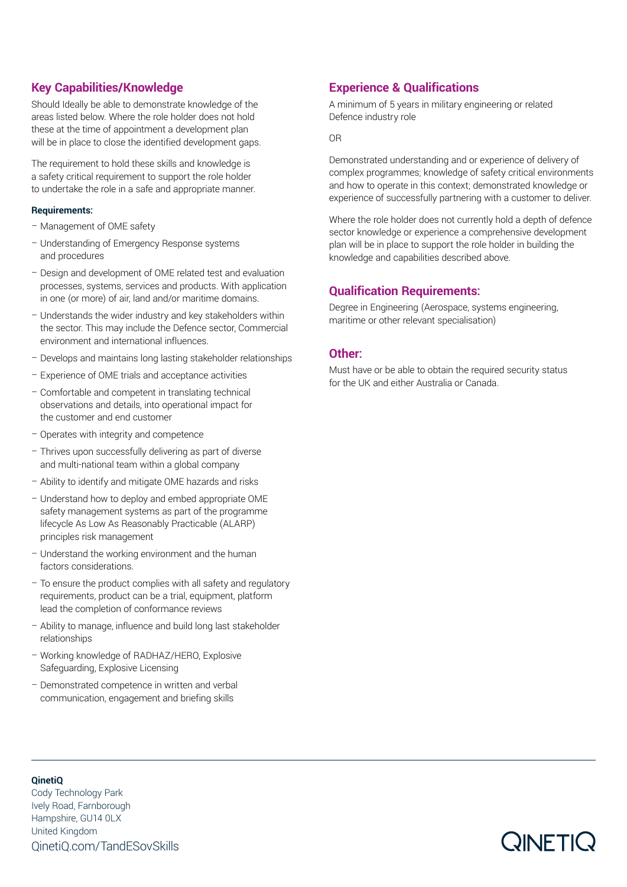## Key Capabilities/Knowledge

Should Ideally be able to demonstrate knowledge of the areas listed below. Where the role holder does not hold these at the time of appointment a development plan will be in place to close the identified development gaps.

The requirement to hold these skills and knowledge is a safety critical requirement to support the role holder to undertake the role in a safe and appropriate manner.

**Requirements:**

- Management of OME safety
- Understanding of Emergency Response systems and procedures
- Design and development of OME related test and evaluation processes, systems, services and products. With application in one (or more) of air, land and/or maritime domains.
- Understands the wider industry and key stakeholders within the sector. This may include the Defence sector, Commercial environment and international influences.
- Develops and maintains long lasting stakeholder relationships
- Experience of OME trials and acceptance activities
- Comfortable and competent in translating technical observations and details, into operational impact for the customer and end customer
- Operates with integrity and competence
- Thrives upon successfully delivering as part of diverse and multi-national team within a global company
- Ability to identify and mitigate OME hazards and risks
- Understand how to deploy and embed appropriate OME safety management systems as part of the programme lifecycle As Low As Reasonably Practicable (ALARP) principles risk management
- Understand the working environment and the human factors considerations.
- To ensure the product complies with all safety and regulatory requirements, product can be a trial, equipment, platform lead the completion of conformance reviews
- Ability to manage, influence and build long last stakeholder relationships
- Working knowledge of RADHAZ/HERO, Explosive Safeguarding, Explosive Licensing
- Demonstrated competence in written and verbal communication, engagement and briefing skills

## Experience & Qualifications

A minimum of 5 years in military engineering or related Defence industry role

OR

Demonstrated understanding and or experience of delivery of complex programmes; knowledge of safety critical environments and how to operate in this context; demonstrated knowledge or experience of successfully partnering with a customer to deliver.

Where the role holder does not currently hold a depth of defence sector knowledge or experience a comprehensive development plan will be in place to support the role holder in building the knowledge and capabilities described above.

## Qualification Requirements:

Degree in Engineering (Aerospace, systems engineering, maritime or other relevant specialisation)

## Other:

Must have or be able to obtain the required security status for the UK and either Australia or Canada.

**QinetiQ**
Cody Technology Park
Ively Road, Farnborough
Hampshire, GU14 0LX
United Kingdom
QinetiQ.com/TandESovSkills

QINETIQ